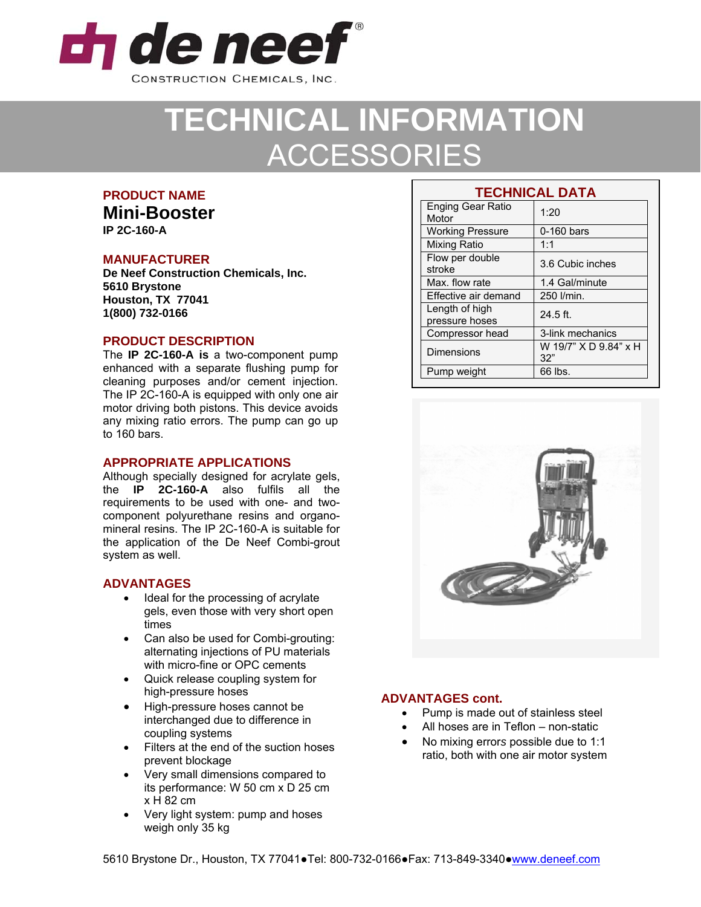de neef®
CONSTRUCTION CHEMICALS, INC.

# TECHNICAL INFORMATION
# ACCESSORIES

## PRODUCT NAME

**Mini-Booster**

**IP 2C-160-A**

## MANUFACTURER

**De Neef Construction Chemicals, Inc.**
**5610 Brystone**
**Houston, TX 77041**
**1(800) 732-0166**

## PRODUCT DESCRIPTION

The **IP 2C-160-A is** a two-component pump enhanced with a separate flushing pump for cleaning purposes and/or cement injection. The IP 2C-160-A is equipped with only one air motor driving both pistons. This device avoids any mixing ratio errors. The pump can go up to 160 bars.

## APPROPRIATE APPLICATIONS

Although specially designed for acrylate gels, the **IP 2C-160-A** also fulfils all the requirements to be used with one- and two-component polyurethane resins and organo-mineral resins. The IP 2C-160-A is suitable for the application of the De Neef Combi-grout system as well.

## ADVANTAGES

- Ideal for the processing of acrylate gels, even those with very short open times
- Can also be used for Combi-grouting: alternating injections of PU materials with micro-fine or OPC cements
- Quick release coupling system for high-pressure hoses
- High-pressure hoses cannot be interchanged due to difference in coupling systems
- Filters at the end of the suction hoses prevent blockage
- Very small dimensions compared to its performance: W 50 cm x D 25 cm x H 82 cm
- Very light system: pump and hoses weigh only 35 kg

## TECHNICAL DATA

| | |
|---|---|
| Enging Gear Ratio Motor | 1:20 |
| Working Pressure | 0-160 bars |
| Mixing Ratio | 1:1 |
| Flow per double stroke | 3.6 Cubic inches |
| Max. flow rate | 1.4 Gal/minute |
| Effective air demand | 250 l/min. |
| Length of high pressure hoses | 24.5 ft. |
| Compressor head | 3-link mechanics |
| Dimensions | W 19/7" X D 9.84" x H 32" |
| Pump weight | 66 lbs. |

## ADVANTAGES cont.

- Pump is made out of stainless steel
- All hoses are in Teflon – non-static
- No mixing errors possible due to 1:1 ratio, both with one air motor system

5610 Brystone Dr., Houston, TX 77041●Tel: 800-732-0166●Fax: 713-849-3340●www.deneef.com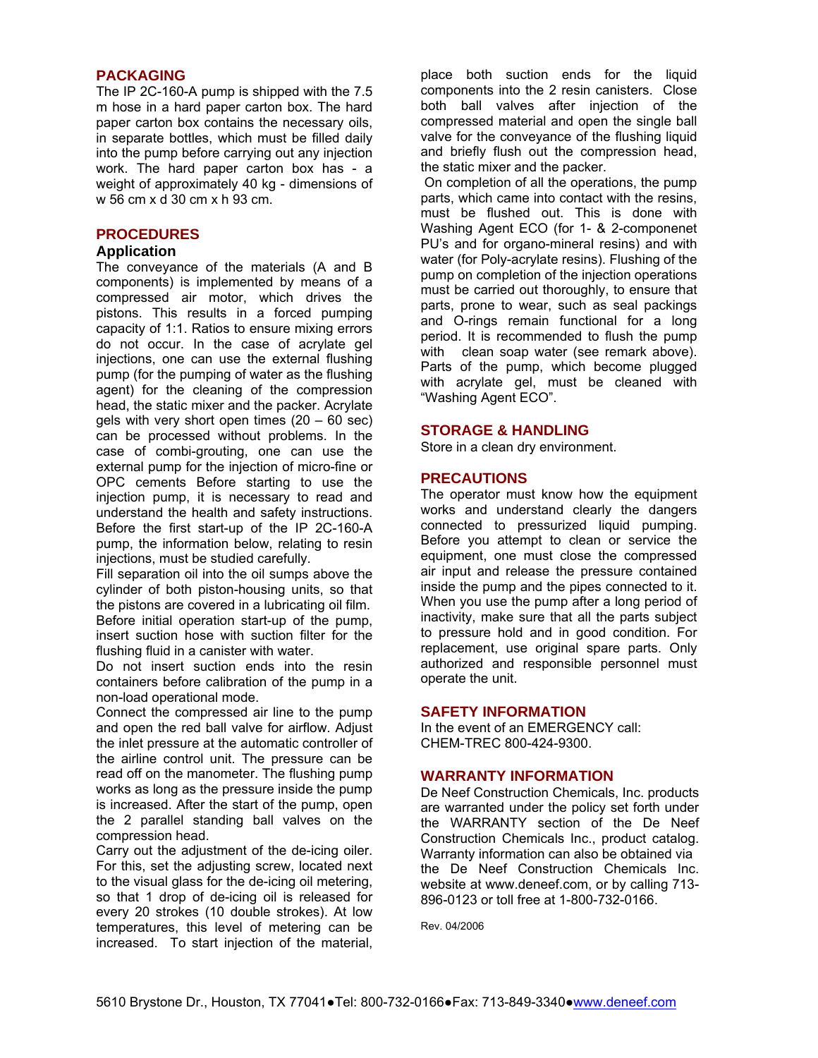## PACKAGING

The IP 2C-160-A pump is shipped with the 7.5 m hose in a hard paper carton box. The hard paper carton box contains the necessary oils, in separate bottles, which must be filled daily into the pump before carrying out any injection work. The hard paper carton box has - a weight of approximately 40 kg - dimensions of w 56 cm x d 30 cm x h 93 cm.

## PROCEDURES

### Application

The conveyance of the materials (A and B components) is implemented by means of a compressed air motor, which drives the pistons. This results in a forced pumping capacity of 1:1. Ratios to ensure mixing errors do not occur. In the case of acrylate gel injections, one can use the external flushing pump (for the pumping of water as the flushing agent) for the cleaning of the compression head, the static mixer and the packer. Acrylate gels with very short open times (20 – 60 sec) can be processed without problems. In the case of combi-grouting, one can use the external pump for the injection of micro-fine or OPC cements Before starting to use the injection pump, it is necessary to read and understand the health and safety instructions. Before the first start-up of the IP 2C-160-A pump, the information below, relating to resin injections, must be studied carefully.

Fill separation oil into the oil sumps above the cylinder of both piston-housing units, so that the pistons are covered in a lubricating oil film. Before initial operation start-up of the pump, insert suction hose with suction filter for the flushing fluid in a canister with water.

Do not insert suction ends into the resin containers before calibration of the pump in a non-load operational mode.

Connect the compressed air line to the pump and open the red ball valve for airflow. Adjust the inlet pressure at the automatic controller of the airline control unit. The pressure can be read off on the manometer. The flushing pump works as long as the pressure inside the pump is increased. After the start of the pump, open the 2 parallel standing ball valves on the compression head.

Carry out the adjustment of the de-icing oiler. For this, set the adjusting screw, located next to the visual glass for the de-icing oil metering, so that 1 drop of de-icing oil is released for every 20 strokes (10 double strokes). At low temperatures, this level of metering can be increased. To start injection of the material, place both suction ends for the liquid components into the 2 resin canisters. Close both ball valves after injection of the compressed material and open the single ball valve for the conveyance of the flushing liquid and briefly flush out the compression head, the static mixer and the packer.

On completion of all the operations, the pump parts, which came into contact with the resins, must be flushed out. This is done with Washing Agent ECO (for 1- & 2-componenet PU's and for organo-mineral resins) and with water (for Poly-acrylate resins). Flushing of the pump on completion of the injection operations must be carried out thoroughly, to ensure that parts, prone to wear, such as seal packings and O-rings remain functional for a long period. It is recommended to flush the pump with clean soap water (see remark above). Parts of the pump, which become plugged with acrylate gel, must be cleaned with "Washing Agent ECO".

## STORAGE & HANDLING

Store in a clean dry environment.

## PRECAUTIONS

The operator must know how the equipment works and understand clearly the dangers connected to pressurized liquid pumping. Before you attempt to clean or service the equipment, one must close the compressed air input and release the pressure contained inside the pump and the pipes connected to it. When you use the pump after a long period of inactivity, make sure that all the parts subject to pressure hold and in good condition. For replacement, use original spare parts. Only authorized and responsible personnel must operate the unit.

## SAFETY INFORMATION

In the event of an EMERGENCY call:
CHEM-TREC 800-424-9300.

## WARRANTY INFORMATION

De Neef Construction Chemicals, Inc. products are warranted under the policy set forth under the WARRANTY section of the De Neef Construction Chemicals Inc., product catalog. Warranty information can also be obtained via the De Neef Construction Chemicals Inc. website at www.deneef.com, or by calling 713-896-0123 or toll free at 1-800-732-0166.

Rev. 04/2006

5610 Brystone Dr., Houston, TX 77041●Tel: 800-732-0166●Fax: 713-849-3340●www.deneef.com